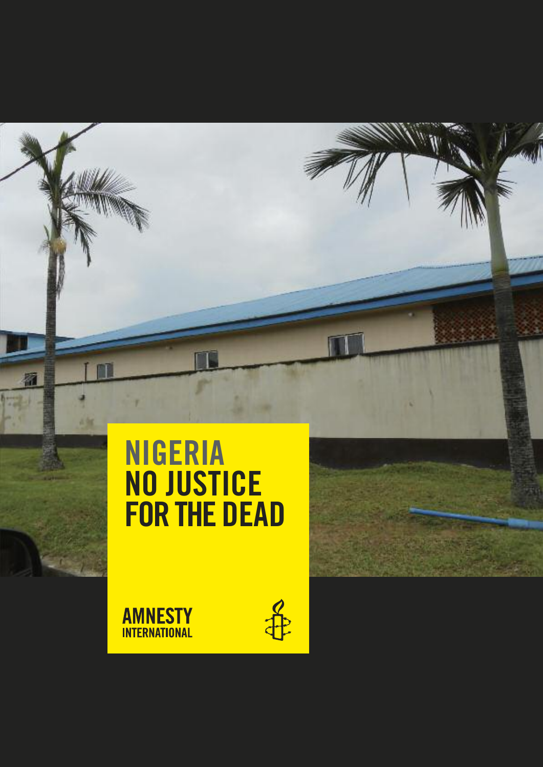# NIGERIA
# NO JUSTICE FOR THE DEAD

AMNESTY INTERNATIONAL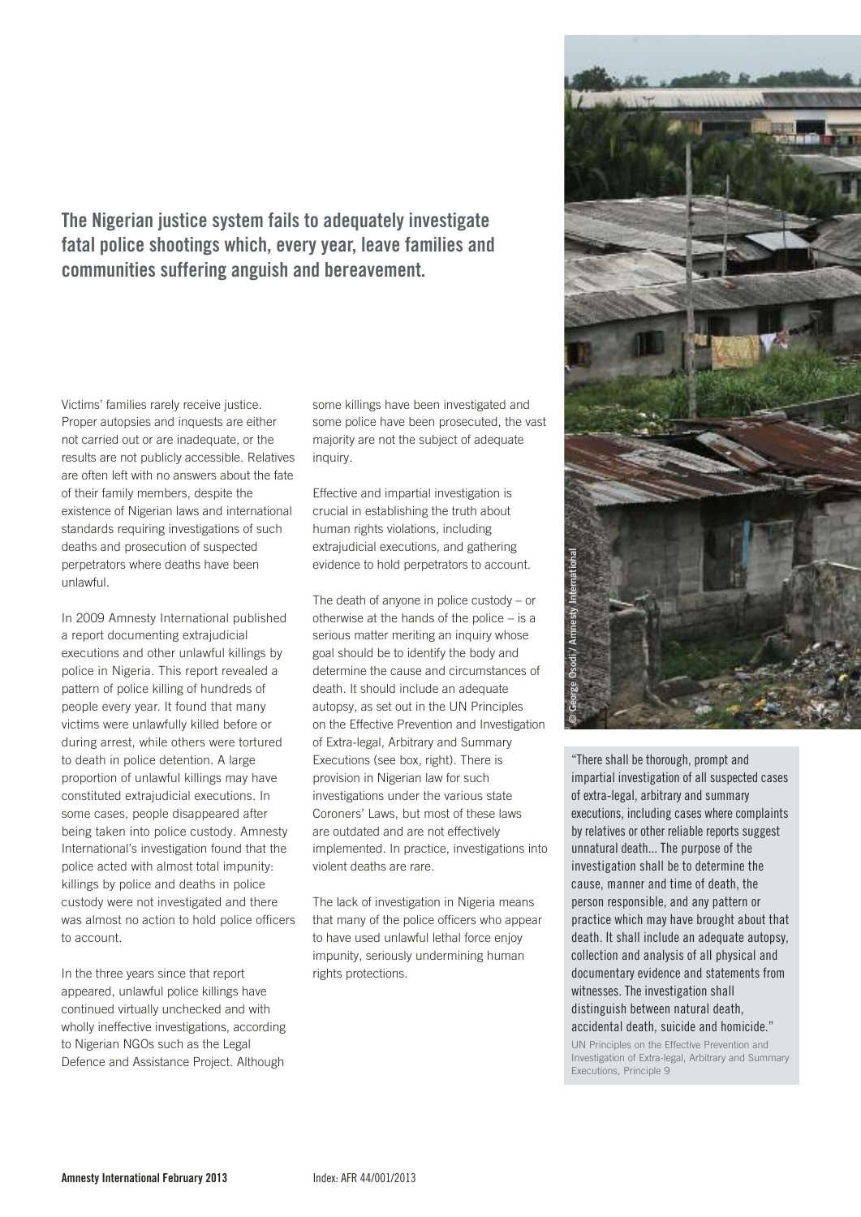## The Nigerian justice system fails to adequately investigate fatal police shootings which, every year, leave families and communities suffering anguish and bereavement.

Victims' families rarely receive justice. Proper autopsies and inquests are either not carried out or are inadequate, or the results are not publicly accessible. Relatives are often left with no answers about the fate of their family members, despite the existence of Nigerian laws and international standards requiring investigations of such deaths and prosecution of suspected perpetrators where deaths have been unlawful.

In 2009 Amnesty International published a report documenting extrajudicial executions and other unlawful killings by police in Nigeria. This report revealed a pattern of police killing of hundreds of people every year. It found that many victims were unlawfully killed before or during arrest, while others were tortured to death in police detention. A large proportion of unlawful killings may have constituted extrajudicial executions. In some cases, people disappeared after being taken into police custody. Amnesty International's investigation found that the police acted with almost total impunity: killings by police and deaths in police custody were not investigated and there was almost no action to hold police officers to account.

In the three years since that report appeared, unlawful police killings have continued virtually unchecked and with wholly ineffective investigations, according to Nigerian NGOs such as the Legal Defence and Assistance Project. Although some killings have been investigated and some police have been prosecuted, the vast majority are not the subject of adequate inquiry.

Effective and impartial investigation is crucial in establishing the truth about human rights violations, including extrajudicial executions, and gathering evidence to hold perpetrators to account.

The death of anyone in police custody – or otherwise at the hands of the police – is a serious matter meriting an inquiry whose goal should be to identify the body and determine the cause and circumstances of death. It should include an adequate autopsy, as set out in the UN Principles on the Effective Prevention and Investigation of Extra-legal, Arbitrary and Summary Executions (see box, right). There is provision in Nigerian law for such investigations under the various state Coroners' Laws, but most of these laws are outdated and are not effectively implemented. In practice, investigations into violent deaths are rare.

The lack of investigation in Nigeria means that many of the police officers who appear to have used unlawful lethal force enjoy impunity, seriously undermining human rights protections.

© George Osodi / Amnesty International

"There shall be thorough, prompt and impartial investigation of all suspected cases of extra-legal, arbitrary and summary executions, including cases where complaints by relatives or other reliable reports suggest unnatural death... The purpose of the investigation shall be to determine the cause, manner and time of death, the person responsible, and any pattern or practice which may have brought about that death. It shall include an adequate autopsy, collection and analysis of all physical and documentary evidence and statements from witnesses. The investigation shall distinguish between natural death, accidental death, suicide and homicide."

UN Principles on the Effective Prevention and Investigation of Extra-legal, Arbitrary and Summary Executions, Principle 9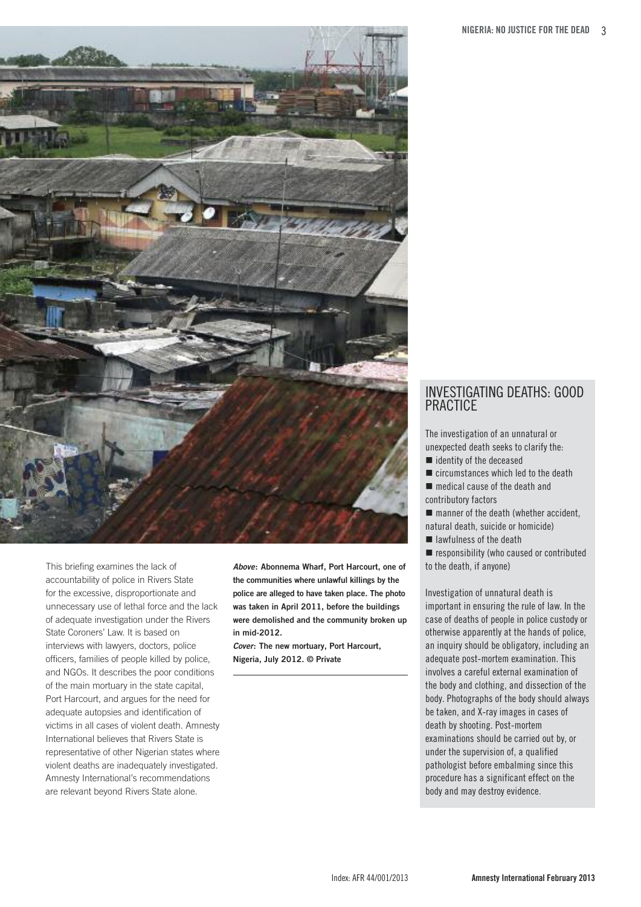This briefing examines the lack of accountability of police in Rivers State for the excessive, disproportionate and unnecessary use of lethal force and the lack of adequate investigation under the Rivers State Coroners' Law. It is based on interviews with lawyers, doctors, police officers, families of people killed by police, and NGOs. It describes the poor conditions of the main mortuary in the state capital, Port Harcourt, and argues for the need for adequate autopsies and identification of victims in all cases of violent death. Amnesty International believes that Rivers State is representative of other Nigerian states where violent deaths are inadequately investigated. Amnesty International's recommendations are relevant beyond Rivers State alone.

***Above*: Abonnema Wharf, Port Harcourt, one of the communities where unlawful killings by the police are alleged to have taken place. The photo was taken in April 2011, before the buildings were demolished and the community broken up in mid-2012.**

***Cover*: The new mortuary, Port Harcourt, Nigeria, July 2012. © Private**

## INVESTIGATING DEATHS: GOOD PRACTICE

The investigation of an unnatural or unexpected death seeks to clarify the:

- identity of the deceased
- circumstances which led to the death
- medical cause of the death and contributory factors
- manner of the death (whether accident, natural death, suicide or homicide)
- lawfulness of the death
- responsibility (who caused or contributed to the death, if anyone)

Investigation of unnatural death is important in ensuring the rule of law. In the case of deaths of people in police custody or otherwise apparently at the hands of police, an inquiry should be obligatory, including an adequate post-mortem examination. This involves a careful external examination of the body and clothing, and dissection of the body. Photographs of the body should always be taken, and X-ray images in cases of death by shooting. Post-mortem examinations should be carried out by, or under the supervision of, a qualified pathologist before embalming since this procedure has a significant effect on the body and may destroy evidence.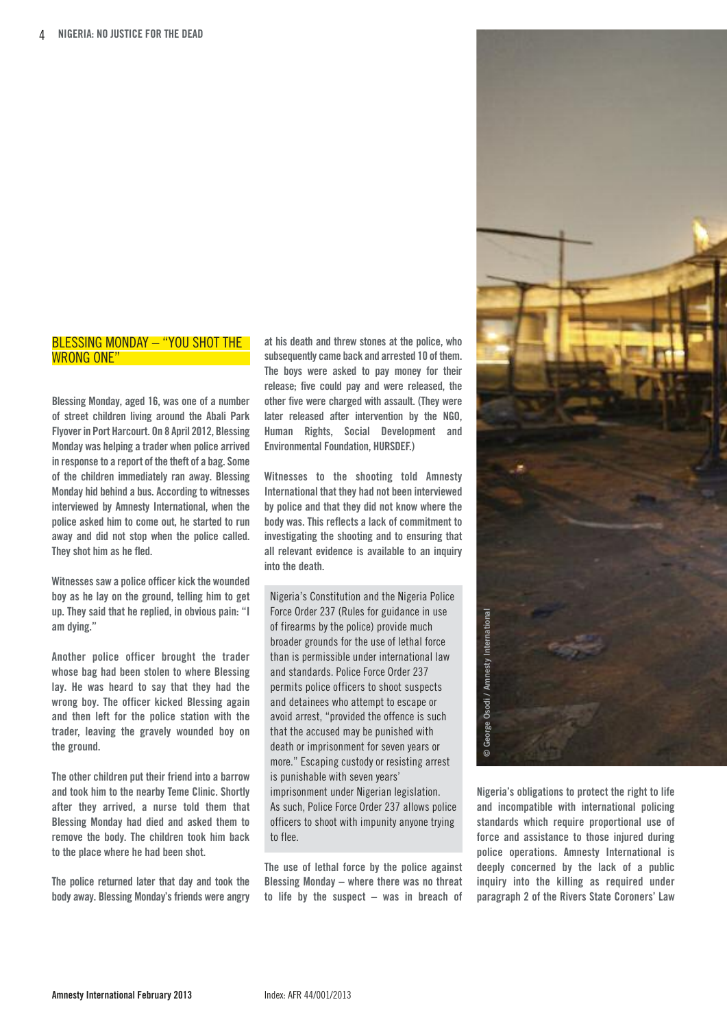## BLESSING MONDAY – "YOU SHOT THE WRONG ONE"

Blessing Monday, aged 16, was one of a number of street children living around the Abali Park Flyover in Port Harcourt. On 8 April 2012, Blessing Monday was helping a trader when police arrived in response to a report of the theft of a bag. Some of the children immediately ran away. Blessing Monday hid behind a bus. According to witnesses interviewed by Amnesty International, when the police asked him to come out, he started to run away and did not stop when the police called. They shot him as he fled.

Witnesses saw a police officer kick the wounded boy as he lay on the ground, telling him to get up. They said that he replied, in obvious pain: "I am dying."

Another police officer brought the trader whose bag had been stolen to where Blessing lay. He was heard to say that they had the wrong boy. The officer kicked Blessing again and then left for the police station with the trader, leaving the gravely wounded boy on the ground.

The other children put their friend into a barrow and took him to the nearby Teme Clinic. Shortly after they arrived, a nurse told them that Blessing Monday had died and asked them to remove the body. The children took him back to the place where he had been shot.

The police returned later that day and took the body away. Blessing Monday's friends were angry at his death and threw stones at the police, who subsequently came back and arrested 10 of them. The boys were asked to pay money for their release; five could pay and were released, the other five were charged with assault. (They were later released after intervention by the NGO, Human Rights, Social Development and Environmental Foundation, HURSDEF.)

Witnesses to the shooting told Amnesty International that they had not been interviewed by police and that they did not know where the body was. This reflects a lack of commitment to investigating the shooting and to ensuring that all relevant evidence is available to an inquiry into the death.

> Nigeria's Constitution and the Nigeria Police Force Order 237 (Rules for guidance in use of firearms by the police) provide much broader grounds for the use of lethal force than is permissible under international law and standards. Police Force Order 237 permits police officers to shoot suspects and detainees who attempt to escape or avoid arrest, "provided the offence is such that the accused may be punished with death or imprisonment for seven years or more." Escaping custody or resisting arrest is punishable with seven years' imprisonment under Nigerian legislation. As such, Police Force Order 237 allows police officers to shoot with impunity anyone trying to flee.

The use of lethal force by the police against Blessing Monday – where there was no threat to life by the suspect – was in breach of Nigeria's obligations to protect the right to life and incompatible with international policing standards which require proportional use of force and assistance to those injured during police operations. Amnesty International is deeply concerned by the lack of a public inquiry into the killing as required under paragraph 2 of the Rivers State Coroners' Law

© George Osodi / Amnesty International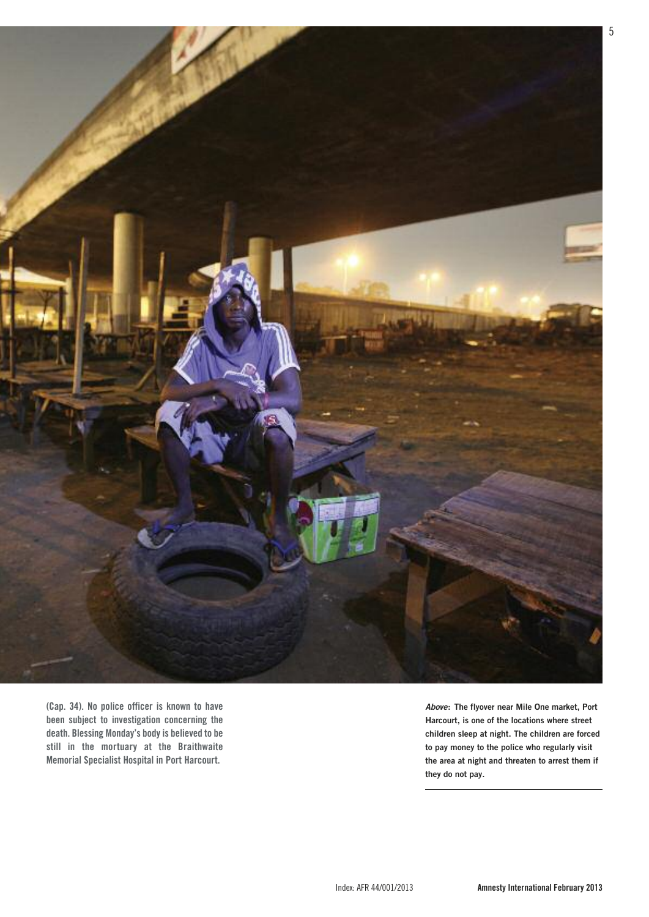(Cap. 34). No police officer is known to have been subject to investigation concerning the death. Blessing Monday's body is believed to be still in the mortuary at the Braithwaite Memorial Specialist Hospital in Port Harcourt.

***Above*: The flyover near Mile One market, Port Harcourt, is one of the locations where street children sleep at night. The children are forced to pay money to the police who regularly visit the area at night and threaten to arrest them if they do not pay.**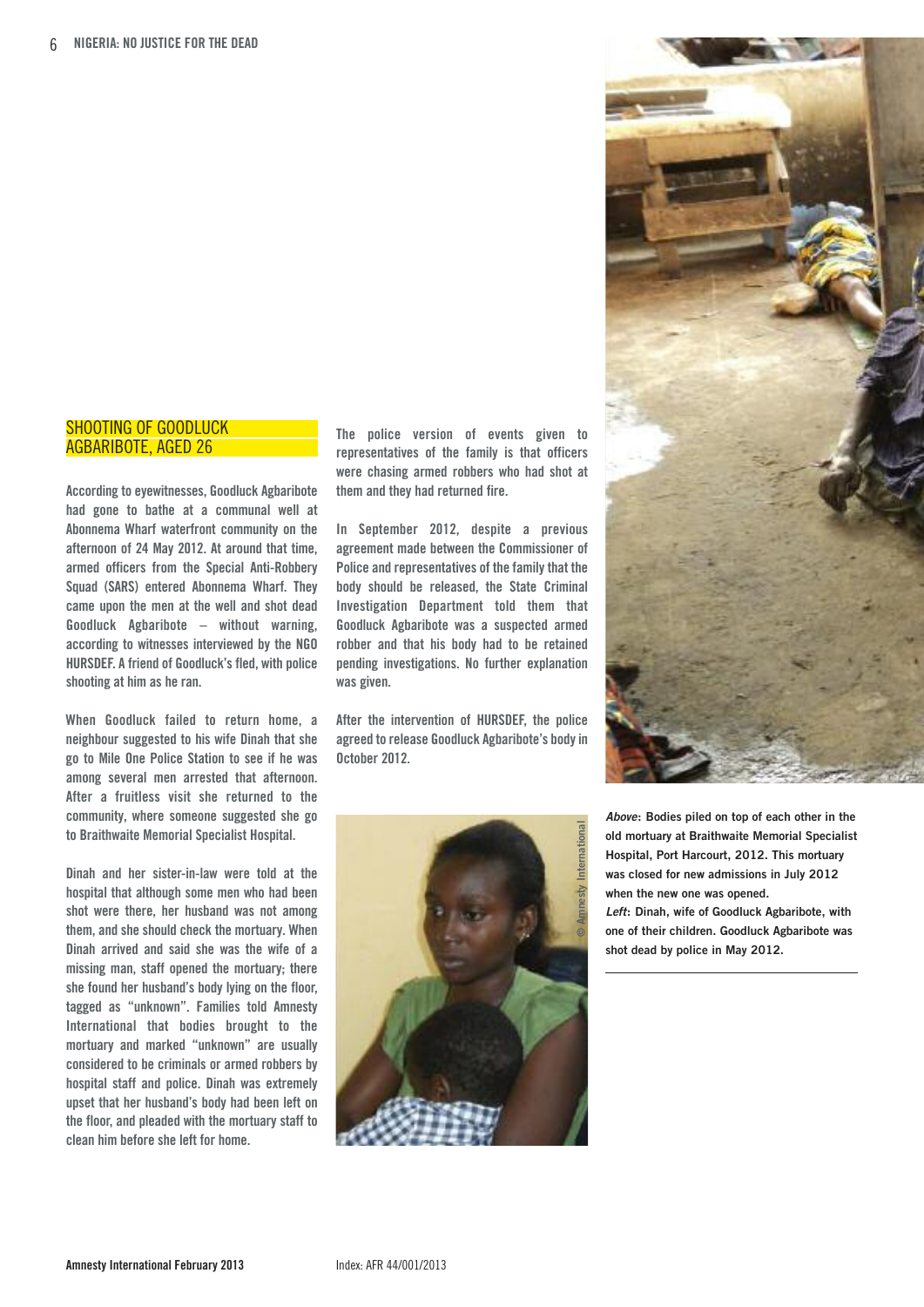## SHOOTING OF GOODLUCK AGBARIBOTE, AGED 26

According to eyewitnesses, Goodluck Agbaribote had gone to bathe at a communal well at Abonnema Wharf waterfront community on the afternoon of 24 May 2012. At around that time, armed officers from the Special Anti-Robbery Squad (SARS) entered Abonnema Wharf. They came upon the men at the well and shot dead Goodluck Agbaribote – without warning, according to witnesses interviewed by the NGO HURSDEF. A friend of Goodluck's fled, with police shooting at him as he ran.

When Goodluck failed to return home, a neighbour suggested to his wife Dinah that she go to Mile One Police Station to see if he was among several men arrested that afternoon. After a fruitless visit she returned to the community, where someone suggested she go to Braithwaite Memorial Specialist Hospital.

Dinah and her sister-in-law were told at the hospital that although some men who had been shot were there, her husband was not among them, and she should check the mortuary. When Dinah arrived and said she was the wife of a missing man, staff opened the mortuary; there she found her husband's body lying on the floor, tagged as "unknown". Families told Amnesty International that bodies brought to the mortuary and marked "unknown" are usually considered to be criminals or armed robbers by hospital staff and police. Dinah was extremely upset that her husband's body had been left on the floor, and pleaded with the mortuary staff to clean him before she left for home.

The police version of events given to representatives of the family is that officers were chasing armed robbers who had shot at them and they had returned fire.

In September 2012, despite a previous agreement made between the Commissioner of Police and representatives of the family that the body should be released, the State Criminal Investigation Department told them that Goodluck Agbaribote was a suspected armed robber and that his body had to be retained pending investigations. No further explanation was given.

After the intervention of HURSDEF, the police agreed to release Goodluck Agbaribote's body in October 2012.

*Above*: **Bodies piled on top of each other in the old mortuary at Braithwaite Memorial Specialist Hospital, Port Harcourt, 2012. This mortuary was closed for new admissions in July 2012 when the new one was opened.**

*Left*: **Dinah, wife of Goodluck Agbaribote, with one of their children. Goodluck Agbaribote was shot dead by police in May 2012.**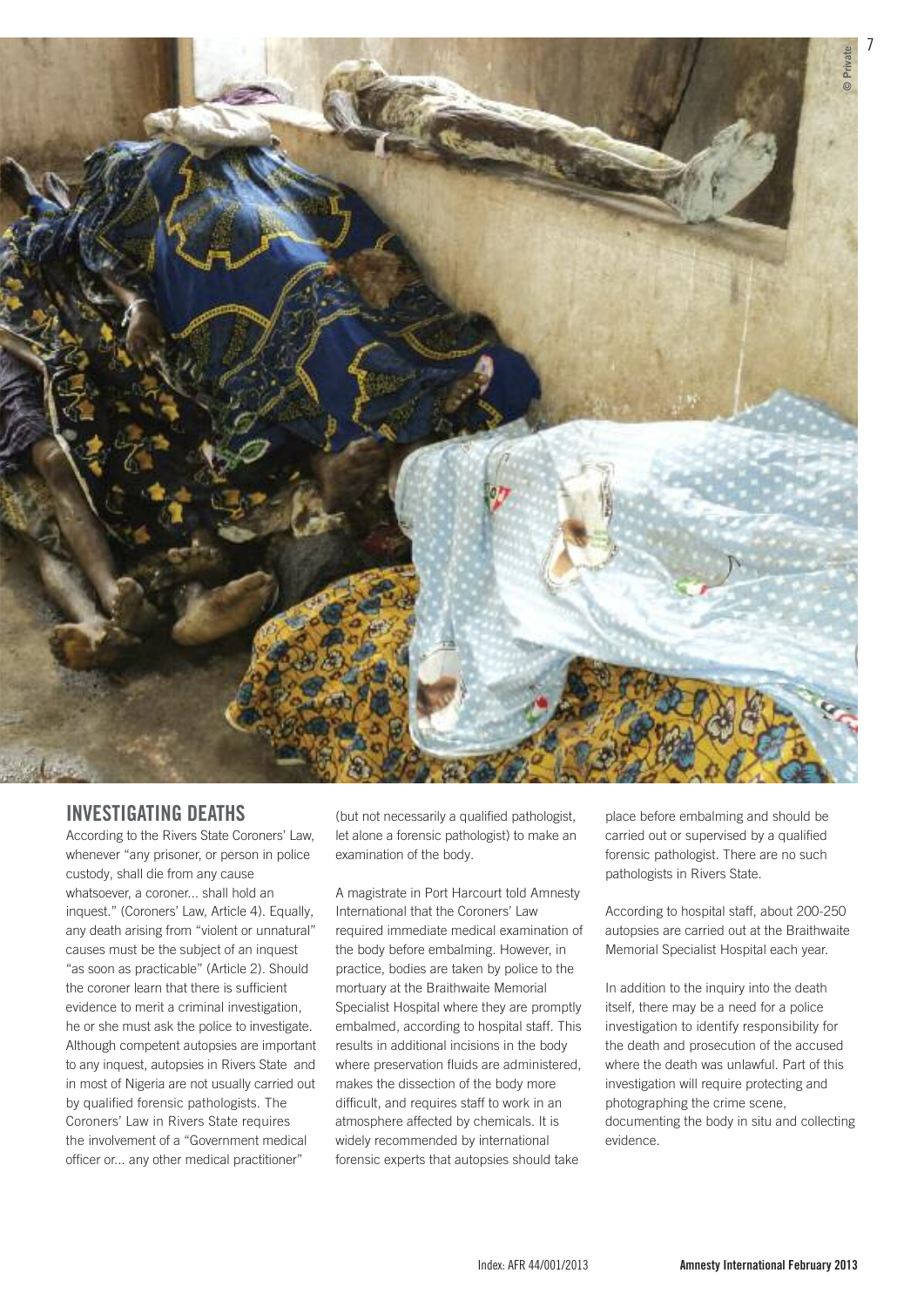## INVESTIGATING DEATHS

According to the Rivers State Coroners' Law, whenever "any prisoner, or person in police custody, shall die from any cause whatsoever, a coroner... shall hold an inquest." (Coroners' Law, Article 4). Equally, any death arising from "violent or unnatural" causes must be the subject of an inquest "as soon as practicable" (Article 2). Should the coroner learn that there is sufficient evidence to merit a criminal investigation, he or she must ask the police to investigate. Although competent autopsies are important to any inquest, autopsies in Rivers State and in most of Nigeria are not usually carried out by qualified forensic pathologists. The Coroners' Law in Rivers State requires the involvement of a "Government medical officer or... any other medical practitioner" (but not necessarily a qualified pathologist, let alone a forensic pathologist) to make an examination of the body.

A magistrate in Port Harcourt told Amnesty International that the Coroners' Law required immediate medical examination of the body before embalming. However, in practice, bodies are taken by police to the mortuary at the Braithwaite Memorial Specialist Hospital where they are promptly embalmed, according to hospital staff. This results in additional incisions in the body where preservation fluids are administered, makes the dissection of the body more difficult, and requires staff to work in an atmosphere affected by chemicals. It is widely recommended by international forensic experts that autopsies should take place before embalming and should be carried out or supervised by a qualified forensic pathologist. There are no such pathologists in Rivers State.

According to hospital staff, about 200-250 autopsies are carried out at the Braithwaite Memorial Specialist Hospital each year.

In addition to the inquiry into the death itself, there may be a need for a police investigation to identify responsibility for the death and prosecution of the accused where the death was unlawful. Part of this investigation will require protecting and photographing the crime scene, documenting the body in situ and collecting evidence.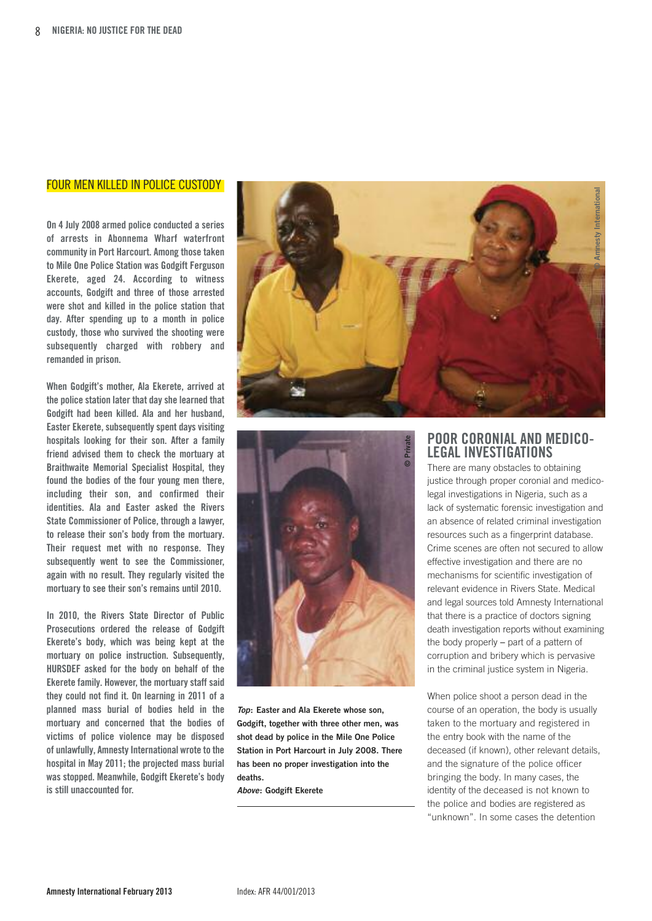## FOUR MEN KILLED IN POLICE CUSTODY

**On 4 July 2008 armed police conducted a series of arrests in Abonnema Wharf waterfront community in Port Harcourt. Among those taken to Mile One Police Station was Godgift Ferguson Ekerete, aged 24. According to witness accounts, Godgift and three of those arrested were shot and killed in the police station that day. After spending up to a month in police custody, those who survived the shooting were subsequently charged with robbery and remanded in prison.**

**When Godgift's mother, Ala Ekerete, arrived at the police station later that day she learned that Godgift had been killed. Ala and her husband, Easter Ekerete, subsequently spent days visiting hospitals looking for their son. After a family friend advised them to check the mortuary at Braithwaite Memorial Specialist Hospital, they found the bodies of the four young men there, including their son, and confirmed their identities. Ala and Easter asked the Rivers State Commissioner of Police, through a lawyer, to release their son's body from the mortuary. Their request met with no response. They subsequently went to see the Commissioner, again with no result. They regularly visited the mortuary to see their son's remains until 2010.**

**In 2010, the Rivers State Director of Public Prosecutions ordered the release of Godgift Ekerete's body, which was being kept at the mortuary on police instruction. Subsequently, HURSDEF asked for the body on behalf of the Ekerete family. However, the mortuary staff said they could not find it. On learning in 2011 of a planned mass burial of bodies held in the mortuary and concerned that the bodies of victims of police violence may be disposed of unlawfully, Amnesty International wrote to the hospital in May 2011; the projected mass burial was stopped. Meanwhile, Godgift Ekerete's body is still unaccounted for.**

***Top*: Easter and Ala Ekerete whose son, Godgift, together with three other men, was shot dead by police in the Mile One Police Station in Port Harcourt in July 2008. There has been no proper investigation into the deaths.**
***Above*: Godgift Ekerete**

## POOR CORONIAL AND MEDICO-LEGAL INVESTIGATIONS

There are many obstacles to obtaining justice through proper coronial and medico-legal investigations in Nigeria, such as a lack of systematic forensic investigation and an absence of related criminal investigation resources such as a fingerprint database. Crime scenes are often not secured to allow effective investigation and there are no mechanisms for scientific investigation of relevant evidence in Rivers State. Medical and legal sources told Amnesty International that there is a practice of doctors signing death investigation reports without examining the body properly – part of a pattern of corruption and bribery which is pervasive in the criminal justice system in Nigeria.

When police shoot a person dead in the course of an operation, the body is usually taken to the mortuary and registered in the entry book with the name of the deceased (if known), other relevant details, and the signature of the police officer bringing the body. In many cases, the identity of the deceased is not known to the police and bodies are registered as "unknown". In some cases the detention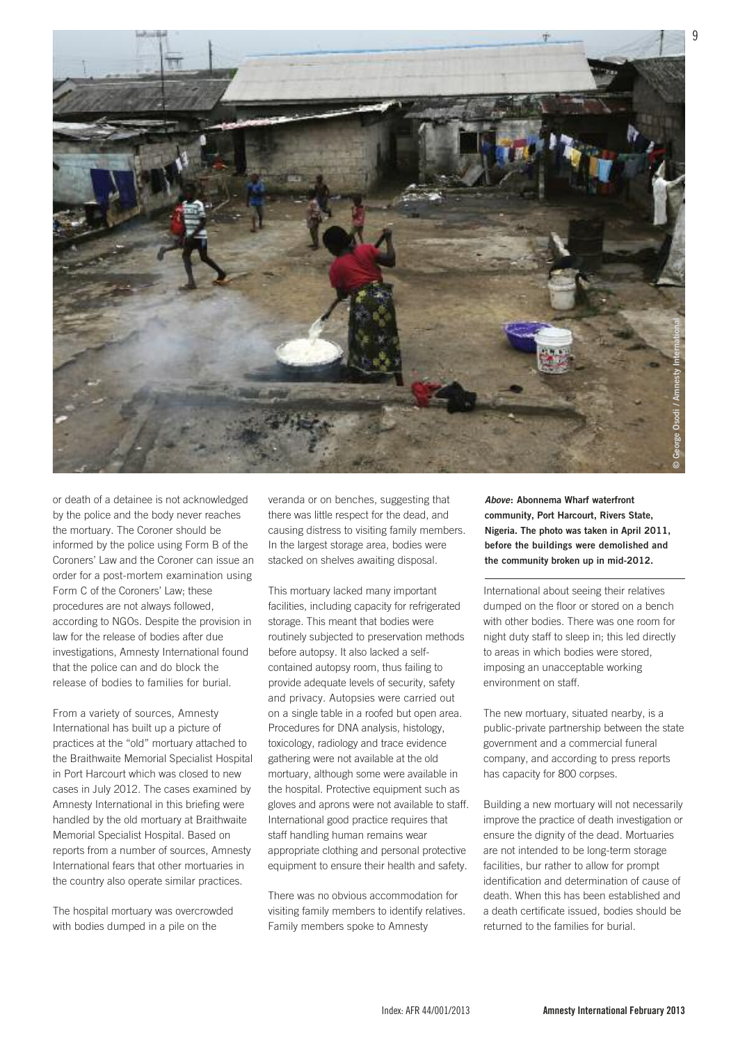or death of a detainee is not acknowledged by the police and the body never reaches the mortuary. The Coroner should be informed by the police using Form B of the Coroners' Law and the Coroner can issue an order for a post-mortem examination using Form C of the Coroners' Law; these procedures are not always followed, according to NGOs. Despite the provision in law for the release of bodies after due investigations, Amnesty International found that the police can and do block the release of bodies to families for burial.

From a variety of sources, Amnesty International has built up a picture of practices at the "old" mortuary attached to the Braithwaite Memorial Specialist Hospital in Port Harcourt which was closed to new cases in July 2012. The cases examined by Amnesty International in this briefing were handled by the old mortuary at Braithwaite Memorial Specialist Hospital. Based on reports from a number of sources, Amnesty International fears that other mortuaries in the country also operate similar practices.

The hospital mortuary was overcrowded with bodies dumped in a pile on the veranda or on benches, suggesting that there was little respect for the dead, and causing distress to visiting family members. In the largest storage area, bodies were stacked on shelves awaiting disposal.

This mortuary lacked many important facilities, including capacity for refrigerated storage. This meant that bodies were routinely subjected to preservation methods before autopsy. It also lacked a self-contained autopsy room, thus failing to provide adequate levels of security, safety and privacy. Autopsies were carried out on a single table in a roofed but open area. Procedures for DNA analysis, histology, toxicology, radiology and trace evidence gathering were not available at the old mortuary, although some were available in the hospital. Protective equipment such as gloves and aprons were not available to staff. International good practice requires that staff handling human remains wear appropriate clothing and personal protective equipment to ensure their health and safety.

There was no obvious accommodation for visiting family members to identify relatives. Family members spoke to Amnesty International about seeing their relatives dumped on the floor or stored on a bench with other bodies. There was one room for night duty staff to sleep in; this led directly to areas in which bodies were stored, imposing an unacceptable working environment on staff.

The new mortuary, situated nearby, is a public-private partnership between the state government and a commercial funeral company, and according to press reports has capacity for 800 corpses.

Building a new mortuary will not necessarily improve the practice of death investigation or ensure the dignity of the dead. Mortuaries are not intended to be long-term storage facilities, bur rather to allow for prompt identification and determination of cause of death. When this has been established and a death certificate issued, bodies should be returned to the families for burial.

***Above*: Abonnema Wharf waterfront community, Port Harcourt, Rivers State, Nigeria. The photo was taken in April 2011, before the buildings were demolished and the community broken up in mid-2012.**

© George Osodi / Amnesty International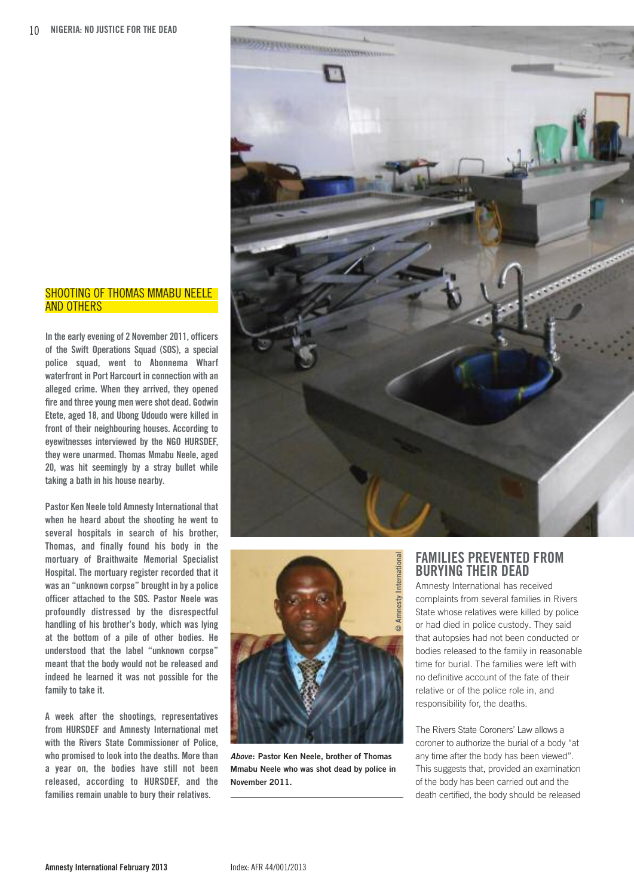## SHOOTING OF THOMAS MMABU NEELE AND OTHERS

In the early evening of 2 November 2011, officers of the Swift Operations Squad (SOS), a special police squad, went to Abonnema Wharf waterfront in Port Harcourt in connection with an alleged crime. When they arrived, they opened fire and three young men were shot dead. Godwin Etete, aged 18, and Ubong Udoudo were killed in front of their neighbouring houses. According to eyewitnesses interviewed by the NGO HURSDEF, they were unarmed. Thomas Mmabu Neele, aged 20, was hit seemingly by a stray bullet while taking a bath in his house nearby.

Pastor Ken Neele told Amnesty International that when he heard about the shooting he went to several hospitals in search of his brother, Thomas, and finally found his body in the mortuary of Braithwaite Memorial Specialist Hospital. The mortuary register recorded that it was an "unknown corpse" brought in by a police officer attached to the SOS. Pastor Neele was profoundly distressed by the disrespectful handling of his brother's body, which was lying at the bottom of a pile of other bodies. He understood that the label "unknown corpse" meant that the body would not be released and indeed he learned it was not possible for the family to take it.

A week after the shootings, representatives from HURSDEF and Amnesty International met with the Rivers State Commissioner of Police, who promised to look into the deaths. More than a year on, the bodies have still not been released, according to HURSDEF, and the families remain unable to bury their relatives.

© Amnesty International

*Above*: **Pastor Ken Neele, brother of Thomas Mmabu Neele who was shot dead by police in November 2011.**

## FAMILIES PREVENTED FROM BURYING THEIR DEAD

Amnesty International has received complaints from several families in Rivers State whose relatives were killed by police or had died in police custody. They said that autopsies had not been conducted or bodies released to the family in reasonable time for burial. The families were left with no definitive account of the fate of their relative or of the police role in, and responsibility for, the deaths.

The Rivers State Coroners' Law allows a coroner to authorize the burial of a body "at any time after the body has been viewed". This suggests that, provided an examination of the body has been carried out and the death certified, the body should be released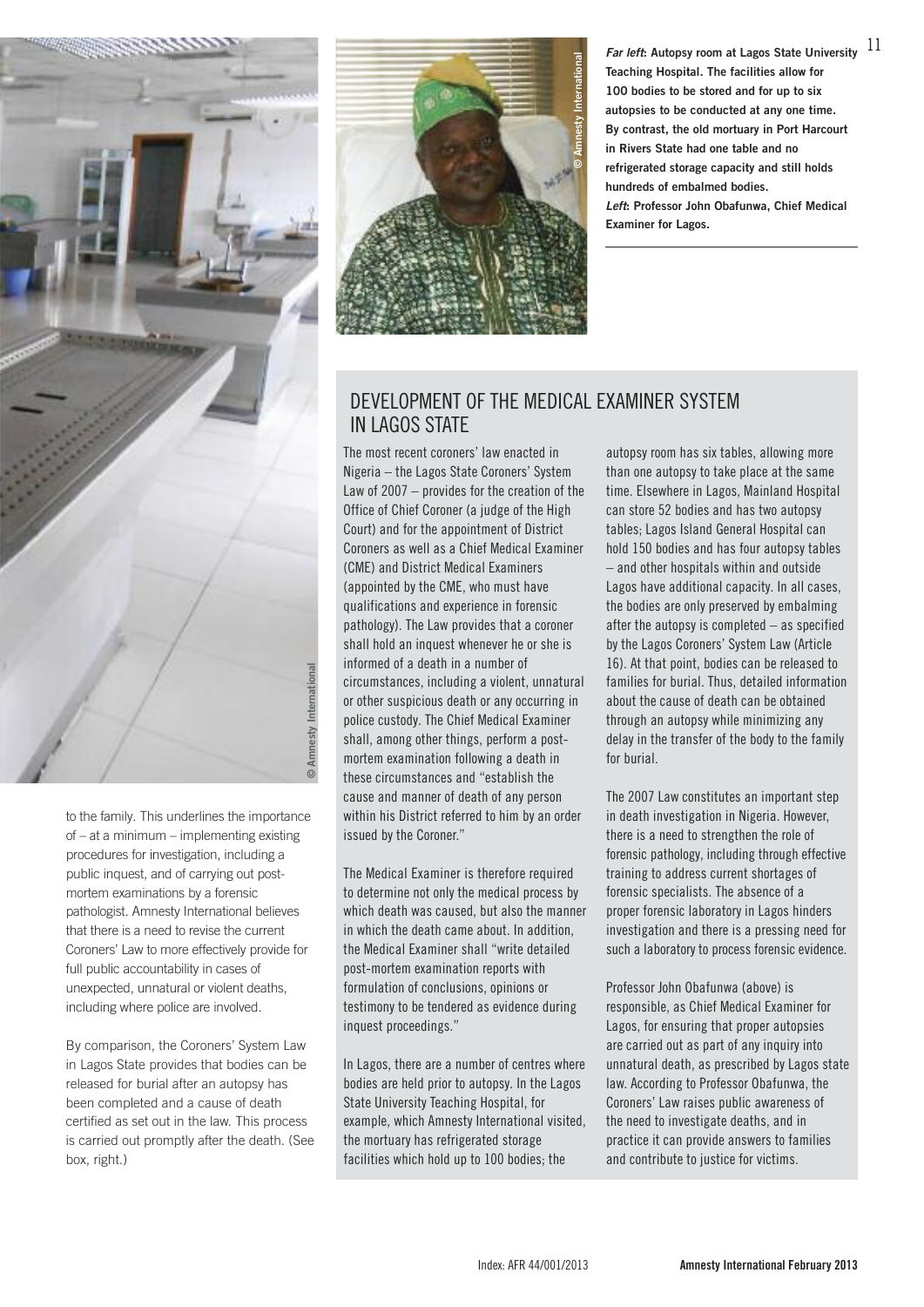to the family. This underlines the importance of – at a minimum – implementing existing procedures for investigation, including a public inquest, and of carrying out post-mortem examinations by a forensic pathologist. Amnesty International believes that there is a need to revise the current Coroners' Law to more effectively provide for full public accountability in cases of unexpected, unnatural or violent deaths, including where police are involved.

By comparison, the Coroners' System Law in Lagos State provides that bodies can be released for burial after an autopsy has been completed and a cause of death certified as set out in the law. This process is carried out promptly after the death. (See box, right.)

***Far left*: Autopsy room at Lagos State University Teaching Hospital. The facilities allow for 100 bodies to be stored and for up to six autopsies to be conducted at any one time. By contrast, the old mortuary in Port Harcourt in Rivers State had one table and no refrigerated storage capacity and still holds hundreds of embalmed bodies.**
***Left*: Professor John Obafunwa, Chief Medical Examiner for Lagos.**

## DEVELOPMENT OF THE MEDICAL EXAMINER SYSTEM IN LAGOS STATE

The most recent coroners' law enacted in Nigeria – the Lagos State Coroners' System Law of 2007 – provides for the creation of the Office of Chief Coroner (a judge of the High Court) and for the appointment of District Coroners as well as a Chief Medical Examiner (CME) and District Medical Examiners (appointed by the CME, who must have qualifications and experience in forensic pathology). The Law provides that a coroner shall hold an inquest whenever he or she is informed of a death in a number of circumstances, including a violent, unnatural or other suspicious death or any occurring in police custody. The Chief Medical Examiner shall, among other things, perform a post-mortem examination following a death in these circumstances and "establish the cause and manner of death of any person within his District referred to him by an order issued by the Coroner."

The Medical Examiner is therefore required to determine not only the medical process by which death was caused, but also the manner in which the death came about. In addition, the Medical Examiner shall "write detailed post-mortem examination reports with formulation of conclusions, opinions or testimony to be tendered as evidence during inquest proceedings."

In Lagos, there are a number of centres where bodies are held prior to autopsy. In the Lagos State University Teaching Hospital, for example, which Amnesty International visited, the mortuary has refrigerated storage facilities which hold up to 100 bodies; the autopsy room has six tables, allowing more than one autopsy to take place at the same time. Elsewhere in Lagos, Mainland Hospital can store 52 bodies and has two autopsy tables; Lagos Island General Hospital can hold 150 bodies and has four autopsy tables – and other hospitals within and outside Lagos have additional capacity. In all cases, the bodies are only preserved by embalming after the autopsy is completed – as specified by the Lagos Coroners' System Law (Article 16). At that point, bodies can be released to families for burial. Thus, detailed information about the cause of death can be obtained through an autopsy while minimizing any delay in the transfer of the body to the family for burial.

The 2007 Law constitutes an important step in death investigation in Nigeria. However, there is a need to strengthen the role of forensic pathology, including through effective training to address current shortages of forensic specialists. The absence of a proper forensic laboratory in Lagos hinders investigation and there is a pressing need for such a laboratory to process forensic evidence.

Professor John Obafunwa (above) is responsible, as Chief Medical Examiner for Lagos, for ensuring that proper autopsies are carried out as part of any inquiry into unnatural death, as prescribed by Lagos state law. According to Professor Obafunwa, the Coroners' Law raises public awareness of the need to investigate deaths, and in practice it can provide answers to families and contribute to justice for victims.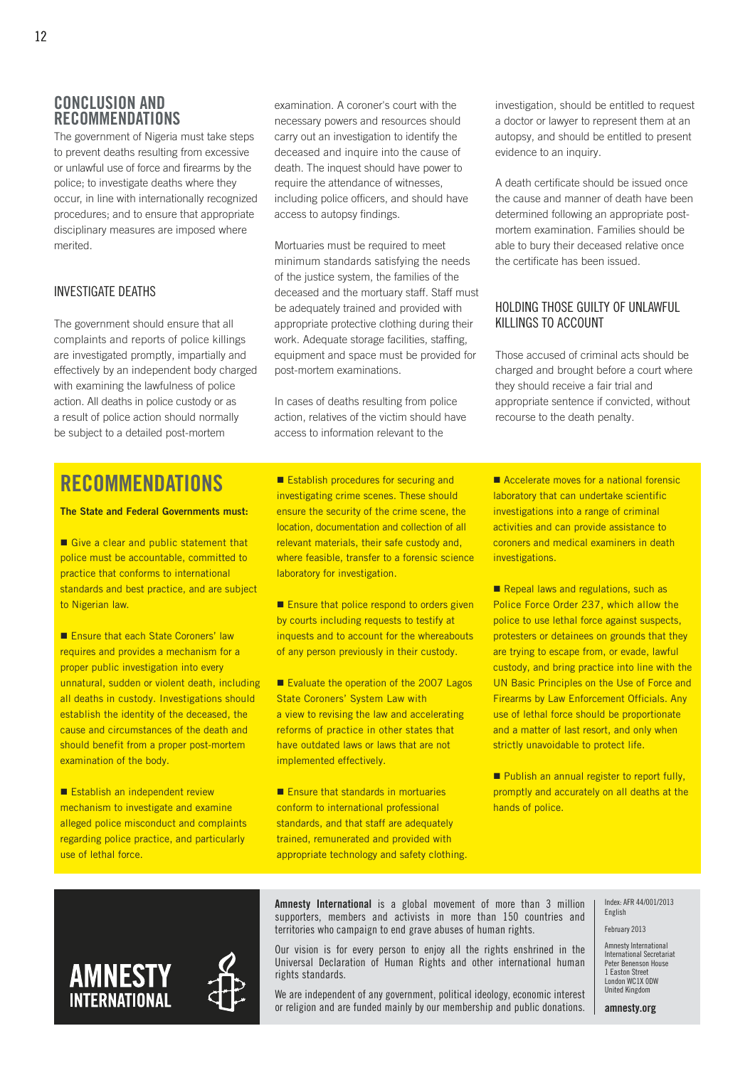## CONCLUSION AND RECOMMENDATIONS

The government of Nigeria must take steps to prevent deaths resulting from excessive or unlawful use of force and firearms by the police; to investigate deaths where they occur, in line with internationally recognized procedures; and to ensure that appropriate disciplinary measures are imposed where merited.

### INVESTIGATE DEATHS

The government should ensure that all complaints and reports of police killings are investigated promptly, impartially and effectively by an independent body charged with examining the lawfulness of police action. All deaths in police custody or as a result of police action should normally be subject to a detailed post-mortem examination. A coroner's court with the necessary powers and resources should carry out an investigation to identify the deceased and inquire into the cause of death. The inquest should have power to require the attendance of witnesses, including police officers, and should have access to autopsy findings.

Mortuaries must be required to meet minimum standards satisfying the needs of the justice system, the families of the deceased and the mortuary staff. Staff must be adequately trained and provided with appropriate protective clothing during their work. Adequate storage facilities, staffing, equipment and space must be provided for post-mortem examinations.

In cases of deaths resulting from police action, relatives of the victim should have access to information relevant to the investigation, should be entitled to request a doctor or lawyer to represent them at an autopsy, and should be entitled to present evidence to an inquiry.

A death certificate should be issued once the cause and manner of death have been determined following an appropriate post-mortem examination. Families should be able to bury their deceased relative once the certificate has been issued.

### HOLDING THOSE GUILTY OF UNLAWFUL KILLINGS TO ACCOUNT

Those accused of criminal acts should be charged and brought before a court where they should receive a fair trial and appropriate sentence if convicted, without recourse to the death penalty.

## RECOMMENDATIONS

**The State and Federal Governments must:**

- Give a clear and public statement that police must be accountable, committed to practice that conforms to international standards and best practice, and are subject to Nigerian law.
- Ensure that each State Coroners' law requires and provides a mechanism for a proper public investigation into every unnatural, sudden or violent death, including all deaths in custody. Investigations should establish the identity of the deceased, the cause and circumstances of the death and should benefit from a proper post-mortem examination of the body.
- Establish an independent review mechanism to investigate and examine alleged police misconduct and complaints regarding police practice, and particularly use of lethal force.
- Establish procedures for securing and investigating crime scenes. These should ensure the security of the crime scene, the location, documentation and collection of all relevant materials, their safe custody and, where feasible, transfer to a forensic science laboratory for investigation.
- Ensure that police respond to orders given by courts including requests to testify at inquests and to account for the whereabouts of any person previously in their custody.
- Evaluate the operation of the 2007 Lagos State Coroners' System Law with a view to revising the law and accelerating reforms of practice in other states that have outdated laws or laws that are not implemented effectively.
- Ensure that standards in mortuaries conform to international professional standards, and that staff are adequately trained, remunerated and provided with appropriate technology and safety clothing.
- Accelerate moves for a national forensic laboratory that can undertake scientific investigations into a range of criminal activities and can provide assistance to coroners and medical examiners in death investigations.
- Repeal laws and regulations, such as Police Force Order 237, which allow the police to use lethal force against suspects, protesters or detainees on grounds that they are trying to escape from, or evade, lawful custody, and bring practice into line with the UN Basic Principles on the Use of Force and Firearms by Law Enforcement Officials. Any use of lethal force should be proportionate and a matter of last resort, and only when strictly unavoidable to protect life.
- Publish an annual register to report fully, promptly and accurately on all deaths at the hands of police.

AMNESTY INTERNATIONAL

**Amnesty International** is a global movement of more than 3 million supporters, members and activists in more than 150 countries and territories who campaign to end grave abuses of human rights.

Our vision is for every person to enjoy all the rights enshrined in the Universal Declaration of Human Rights and other international human rights standards.

We are independent of any government, political ideology, economic interest or religion and are funded mainly by our membership and public donations.

Index: AFR 44/001/2013
English

February 2013

Amnesty International
International Secretariat
Peter Benenson House
1 Easton Street
London WC1X 0DW
United Kingdom

**amnesty.org**